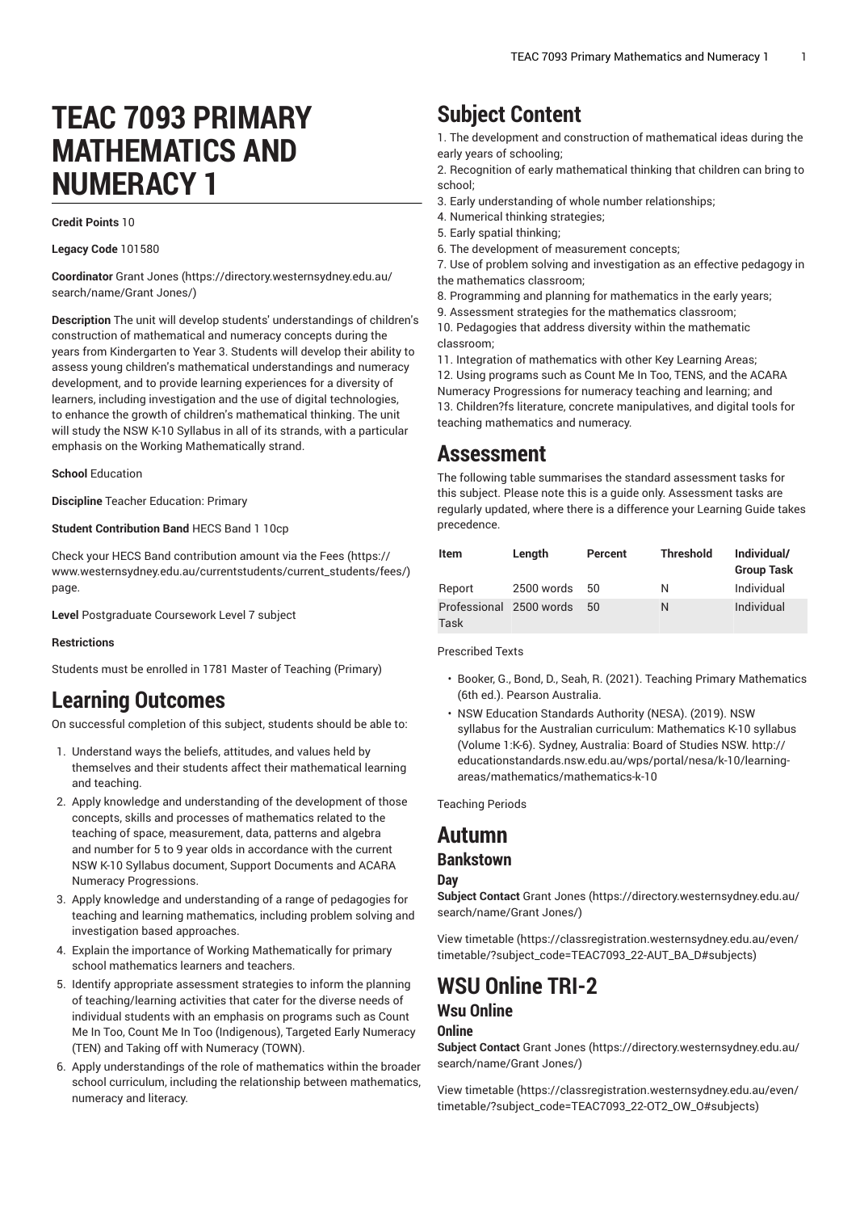# TEAC 7093 PRIMARY MATHEMATICS AND NUMERACY 1

**Credit Points** 10

**Legacy Code** 101580

**Coordinator** Grant Jones (https://directory.westernsydney.edu.au/search/name/Grant Jones/)

**Description** The unit will develop students' understandings of children's construction of mathematical and numeracy concepts during the years from Kindergarten to Year 3. Students will develop their ability to assess young children's mathematical understandings and numeracy development, and to provide learning experiences for a diversity of learners, including investigation and the use of digital technologies, to enhance the growth of children's mathematical thinking. The unit will study the NSW K-10 Syllabus in all of its strands, with a particular emphasis on the Working Mathematically strand.

**School** Education

**Discipline** Teacher Education: Primary

**Student Contribution Band** HECS Band 1 10cp

Check your HECS Band contribution amount via the Fees (https://www.westernsydney.edu.au/currentstudents/current_students/fees/) page.

**Level** Postgraduate Coursework Level 7 subject

**Restrictions**

Students must be enrolled in 1781 Master of Teaching (Primary)

# Learning Outcomes

On successful completion of this subject, students should be able to:

1. Understand ways the beliefs, attitudes, and values held by themselves and their students affect their mathematical learning and teaching.
2. Apply knowledge and understanding of the development of those concepts, skills and processes of mathematics related to the teaching of space, measurement, data, patterns and algebra and number for 5 to 9 year olds in accordance with the current NSW K-10 Syllabus document, Support Documents and ACARA Numeracy Progressions.
3. Apply knowledge and understanding of a range of pedagogies for teaching and learning mathematics, including problem solving and investigation based approaches.
4. Explain the importance of Working Mathematically for primary school mathematics learners and teachers.
5. Identify appropriate assessment strategies to inform the planning of teaching/learning activities that cater for the diverse needs of individual students with an emphasis on programs such as Count Me In Too, Count Me In Too (Indigenous), Targeted Early Numeracy (TEN) and Taking off with Numeracy (TOWN).
6. Apply understandings of the role of mathematics within the broader school curriculum, including the relationship between mathematics, numeracy and literacy.

# Subject Content

1. The development and construction of mathematical ideas during the early years of schooling;
2. Recognition of early mathematical thinking that children can bring to school;
3. Early understanding of whole number relationships;
4. Numerical thinking strategies;
5. Early spatial thinking;
6. The development of measurement concepts;
7. Use of problem solving and investigation as an effective pedagogy in the mathematics classroom;
8. Programming and planning for mathematics in the early years;
9. Assessment strategies for the mathematics classroom;
10. Pedagogies that address diversity within the mathematic classroom;
11. Integration of mathematics with other Key Learning Areas;
12. Using programs such as Count Me In Too, TENS, and the ACARA Numeracy Progressions for numeracy teaching and learning; and
13. Children?fs literature, concrete manipulatives, and digital tools for teaching mathematics and numeracy.

# Assessment

The following table summarises the standard assessment tasks for this subject. Please note this is a guide only. Assessment tasks are regularly updated, where there is a difference your Learning Guide takes precedence.

| Item | Length | Percent | Threshold | Individual/ Group Task |
|---|---|---|---|---|
| Report | 2500 words | 50 | N | Individual |
| Professional Task | 2500 words | 50 | N | Individual |

Prescribed Texts

- Booker, G., Bond, D., Seah, R. (2021). Teaching Primary Mathematics (6th ed.). Pearson Australia.
- NSW Education Standards Authority (NESA). (2019). NSW syllabus for the Australian curriculum: Mathematics K-10 syllabus (Volume 1:K-6). Sydney, Australia: Board of Studies NSW. http://educationstandards.nsw.edu.au/wps/portal/nesa/k-10/learning-areas/mathematics/mathematics-k-10

Teaching Periods

# Autumn

## Bankstown

### Day

**Subject Contact** Grant Jones (https://directory.westernsydney.edu.au/search/name/Grant Jones/)

View timetable (https://classregistration.westernsydney.edu.au/even/timetable/?subject_code=TEAC7093_22-AUT_BA_D#subjects)

# WSU Online TRI-2

## Wsu Online

### Online

**Subject Contact** Grant Jones (https://directory.westernsydney.edu.au/search/name/Grant Jones/)

View timetable (https://classregistration.westernsydney.edu.au/even/timetable/?subject_code=TEAC7093_22-OT2_OW_O#subjects)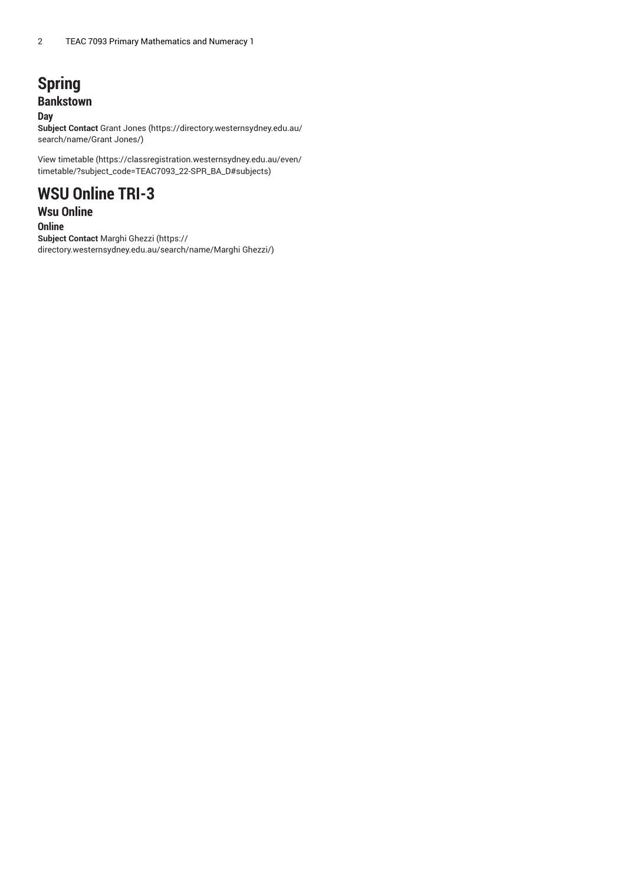# Spring

## Bankstown

### Day

**Subject Contact** Grant Jones (https://directory.westernsydney.edu.au/search/name/Grant Jones/)

View timetable (https://classregistration.westernsydney.edu.au/even/timetable/?subject_code=TEAC7093_22-SPR_BA_D#subjects)

# WSU Online TRI-3

## Wsu Online

### Online

**Subject Contact** Marghi Ghezzi (https://directory.westernsydney.edu.au/search/name/Marghi Ghezzi/)